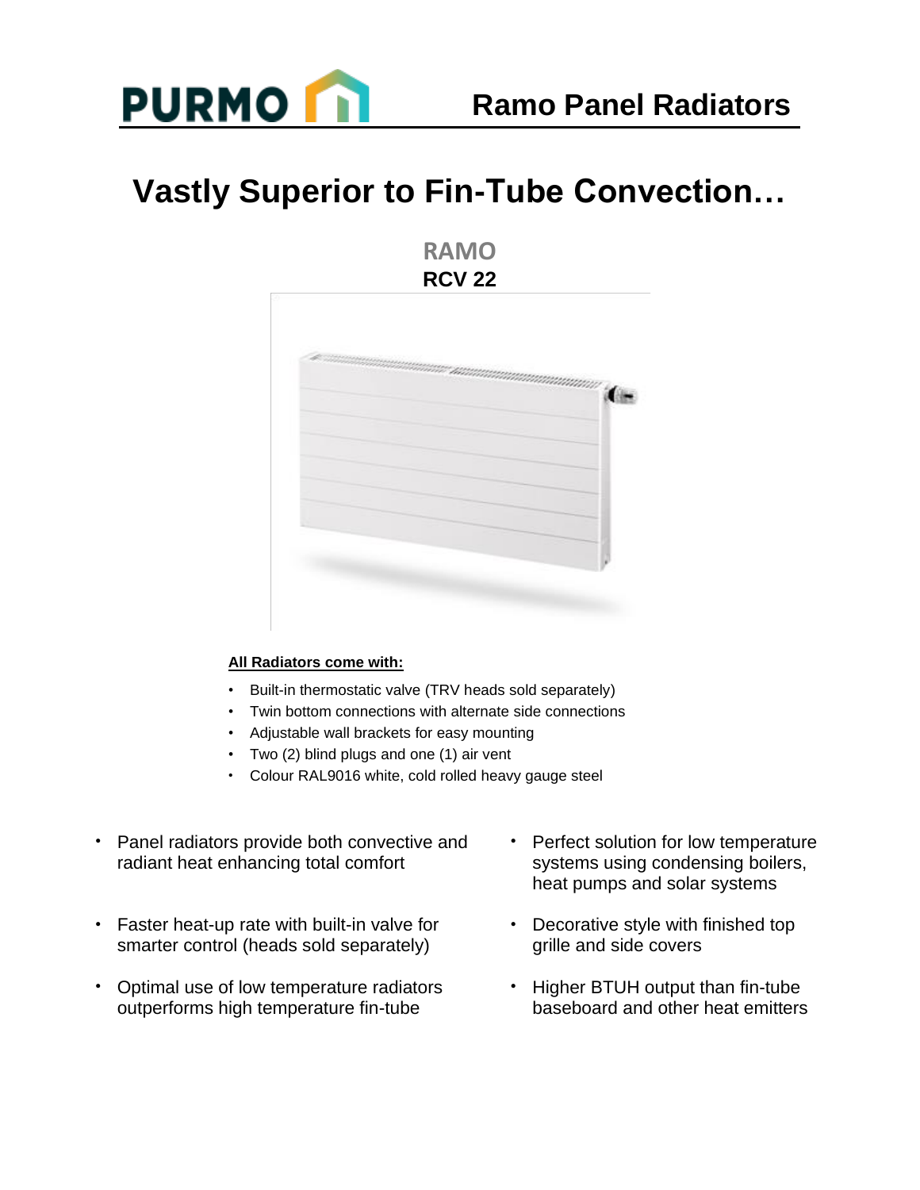PURMO

# Ramo Panel Radiators

## Vastly Superior to Fin-Tube Convection…

**RAMO**

**RCV 22**

**All Radiators come with:**

- Built-in thermostatic valve (TRV heads sold separately)
- Twin bottom connections with alternate side connections
- Adjustable wall brackets for easy mounting
- Two (2) blind plugs and one (1) air vent
- Colour RAL9016 white, cold rolled heavy gauge steel

- Panel radiators provide both convective and radiant heat enhancing total comfort
- Faster heat-up rate with built-in valve for smarter control (heads sold separately)
- Optimal use of low temperature radiators outperforms high temperature fin-tube
- Perfect solution for low temperature systems using condensing boilers, heat pumps and solar systems
- Decorative style with finished top grille and side covers
- Higher BTUH output than fin-tube baseboard and other heat emitters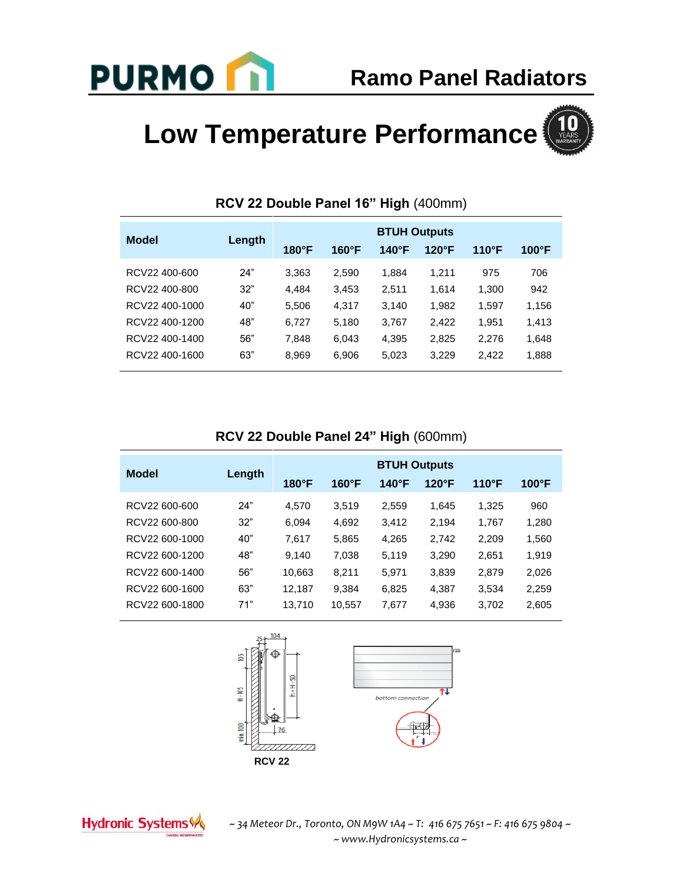# Ramo Panel Radiators

# Low Temperature Performance

10 YEARS WARRANTY

### RCV 22 Double Panel 16" High (400mm)

| Model | Length | BTUH Outputs | | | | | |
|---|---|---|---|---|---|---|---|
| | | 180°F | 160°F | 140°F | 120°F | 110°F | 100°F |
| RCV22 400-600 | 24" | 3,363 | 2,590 | 1,884 | 1,211 | 975 | 706 |
| RCV22 400-800 | 32" | 4,484 | 3,453 | 2,511 | 1,614 | 1,300 | 942 |
| RCV22 400-1000 | 40" | 5,506 | 4,317 | 3,140 | 1,982 | 1,597 | 1,156 |
| RCV22 400-1200 | 48" | 6,727 | 5,180 | 3,767 | 2,422 | 1,951 | 1,413 |
| RCV22 400-1400 | 56" | 7,848 | 6,043 | 4,395 | 2,825 | 2,276 | 1,648 |
| RCV22 400-1600 | 63" | 8,969 | 6,906 | 5,023 | 3,229 | 2,422 | 1,888 |

### RCV 22 Double Panel 24" High (600mm)

| Model | Length | BTUH Outputs | | | | | |
|---|---|---|---|---|---|---|---|
| | | 180°F | 160°F | 140°F | 120°F | 110°F | 100°F |
| RCV22 600-600 | 24" | 4,570 | 3,519 | 2,559 | 1,645 | 1,325 | 960 |
| RCV22 600-800 | 32" | 6,094 | 4,692 | 3,412 | 2,194 | 1,767 | 1,280 |
| RCV22 600-1000 | 40" | 7,617 | 5,865 | 4,265 | 2,742 | 2,209 | 1,560 |
| RCV22 600-1200 | 48" | 9,140 | 7,038 | 5,119 | 3,290 | 2,651 | 1,919 |
| RCV22 600-1400 | 56" | 10,663 | 8,211 | 5,971 | 3,839 | 2,879 | 2,026 |
| RCV22 600-1600 | 63" | 12,187 | 9,384 | 6,825 | 4,387 | 3,534 | 2,259 |
| RCV22 600-1800 | 71" | 13,710 | 10,557 | 7,677 | 4,936 | 3,702 | 2,605 |

25
104
105
H-165
h=H-50
min 100
76

RCV 22

bottom connection

~ 34 Meteor Dr., Toronto, ON M9W 1A4 ~ T: 416 675 7651 ~ F: 416 675 9804 ~
~ www.Hydronicsystems.ca ~